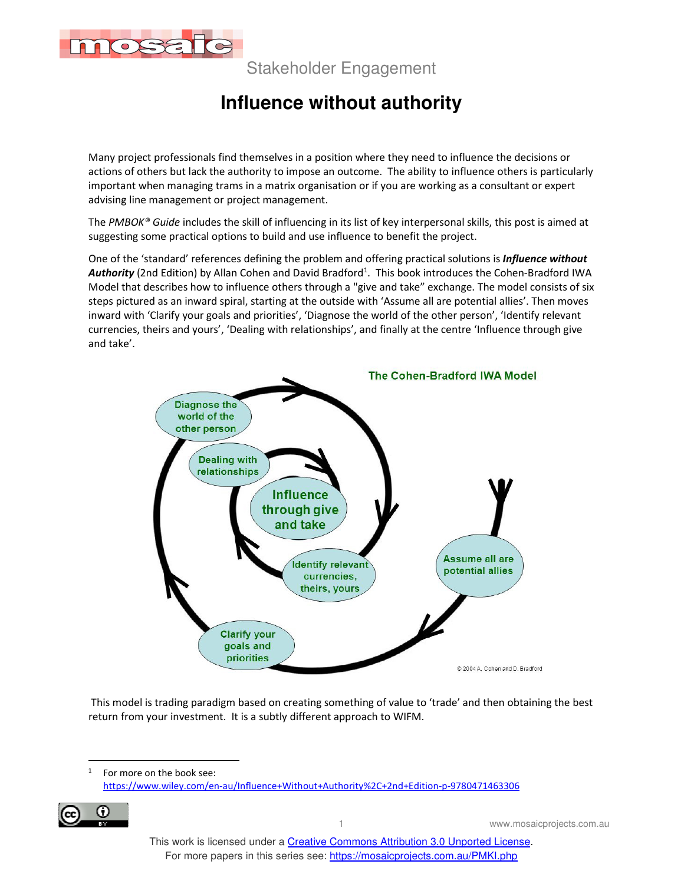# Influence without authority

Many project professionals find themselves in a position where they need to influence the decisions or actions of others but lack the authority to impose an outcome. The ability to influence others is particularly important when managing trams in a matrix organisation or if you are working as a consultant or expert advising line management or project management.

The *PMBOK® Guide* includes the skill of influencing in its list of key interpersonal skills, this post is aimed at suggesting some practical options to build and use influence to benefit the project.

One of the 'standard' references defining the problem and offering practical solutions is ***Influence without Authority*** (2nd Edition) by Allan Cohen and David Bradford[1]. This book introduces the Cohen-Bradford IWA Model that describes how to influence others through a "give and take" exchange. The model consists of six steps pictured as an inward spiral, starting at the outside with 'Assume all are potential allies'. Then moves inward with 'Clarify your goals and priorities', 'Diagnose the world of the other person', 'Identify relevant currencies, theirs and yours', 'Dealing with relationships', and finally at the centre 'Influence through give and take'.

The Cohen-Bradford IWA Model

Assume all are potential allies → Clarify your goals and priorities → Diagnose the world of the other person → Identify relevant currencies, theirs, yours → Dealing with relationships → Influence through give and take

© 2004 A. Cohen and D. Bradford

This model is trading paradigm based on creating something of value to 'trade' and then obtaining the best return from your investment. It is a subtly different approach to WIFM.

---

[1] For more on the book see: https://www.wiley.com/en-au/Influence+Without+Authority%2C+2nd+Edition-p-9780471463306

This work is licensed under a Creative Commons Attribution 3.0 Unported License.
For more papers in this series see: https://mosaicprojects.com.au/PMKI.php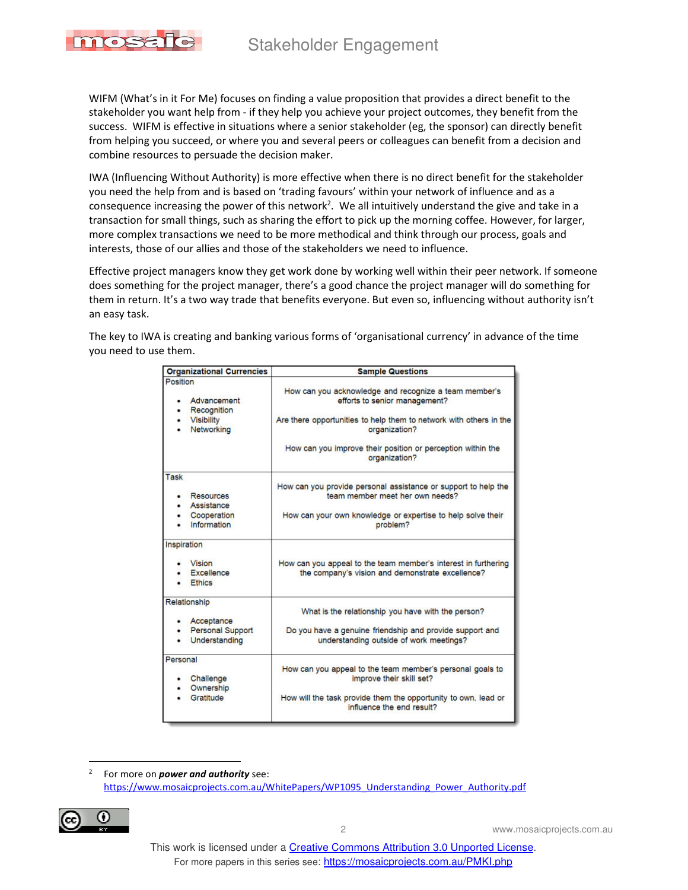WIFM (What's in it For Me) focuses on finding a value proposition that provides a direct benefit to the stakeholder you want help from - if they help you achieve your project outcomes, they benefit from the success. WIFM is effective in situations where a senior stakeholder (eg, the sponsor) can directly benefit from helping you succeed, or where you and several peers or colleagues can benefit from a decision and combine resources to persuade the decision maker.

IWA (Influencing Without Authority) is more effective when there is no direct benefit for the stakeholder you need the help from and is based on 'trading favours' within your network of influence and as a consequence increasing the power of this network[2]. We all intuitively understand the give and take in a transaction for small things, such as sharing the effort to pick up the morning coffee. However, for larger, more complex transactions we need to be more methodical and think through our process, goals and interests, those of our allies and those of the stakeholders we need to influence.

Effective project managers know they get work done by working well within their peer network. If someone does something for the project manager, there's a good chance the project manager will do something for them in return. It's a two way trade that benefits everyone. But even so, influencing without authority isn't an easy task.

The key to IWA is creating and banking various forms of 'organisational currency' in advance of the time you need to use them.

| Organizational Currencies | Sample Questions |
|---|---|
| Position<br>• Advancement<br>• Recognition<br>• Visibility<br>• Networking | How can you acknowledge and recognize a team member's efforts to senior management?<br>Are there opportunities to help them to network with others in the organization?<br>How can you improve their position or perception within the organization? |
| Task<br>• Resources<br>• Assistance<br>• Cooperation<br>• Information | How can you provide personal assistance or support to help the team member meet her own needs?<br>How can your own knowledge or expertise to help solve their problem? |
| Inspiration<br>• Vision<br>• Excellence<br>• Ethics | How can you appeal to the team member's interest in furthering the company's vision and demonstrate excellence? |
| Relationship<br>• Acceptance<br>• Personal Support<br>• Understanding | What is the relationship you have with the person?<br>Do you have a genuine friendship and provide support and understanding outside of work meetings? |
| Personal<br>• Challenge<br>• Ownership<br>• Gratitude | How can you appeal to the team member's personal goals to improve their skill set?<br>How will the task provide them the opportunity to own, lead or influence the end result? |

---

[2] For more on ***power and authority*** see: https://www.mosaicprojects.com.au/WhitePapers/WP1095_Understanding_Power_Authority.pdf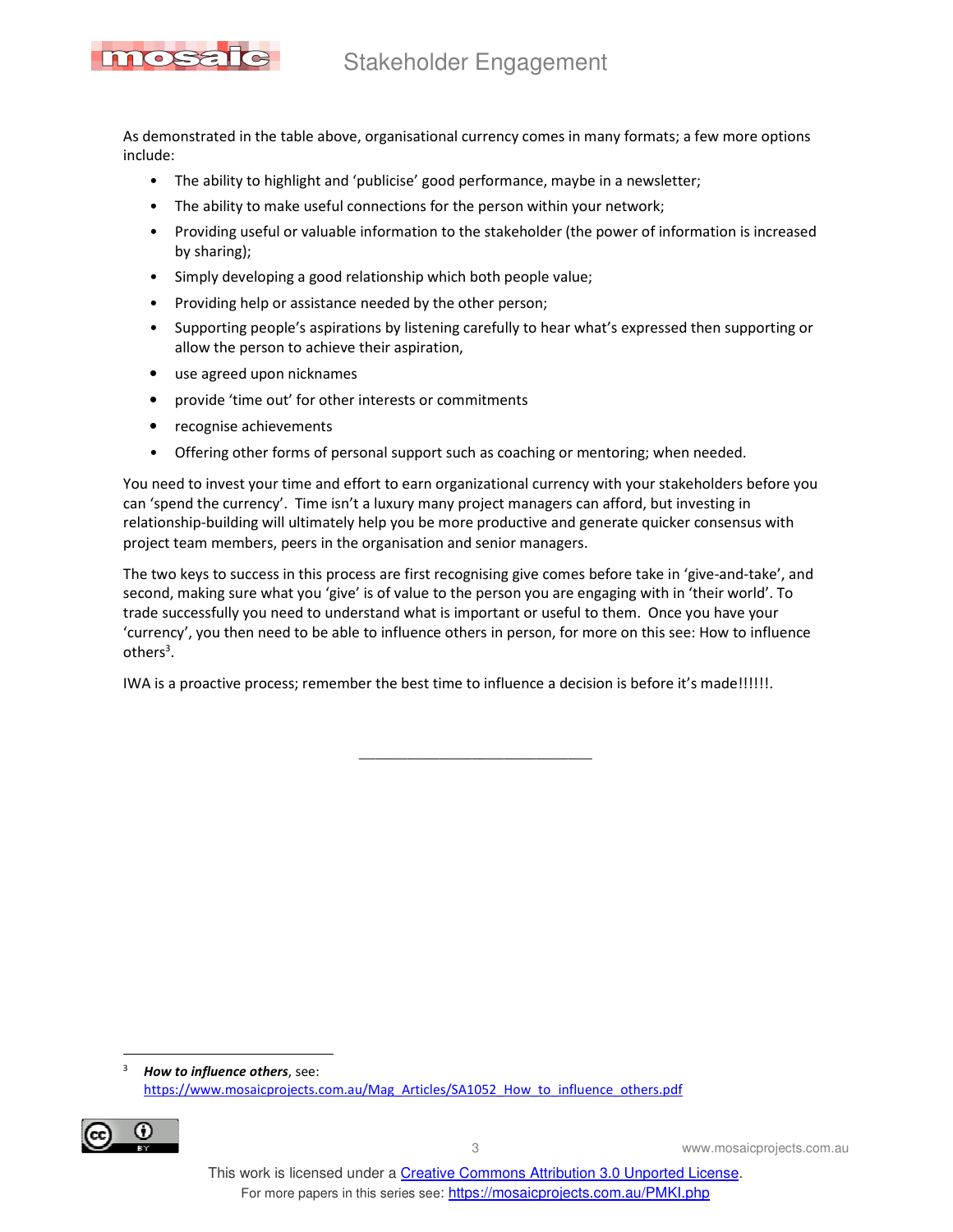As demonstrated in the table above, organisational currency comes in many formats; a few more options include:

- The ability to highlight and 'publicise' good performance, maybe in a newsletter;
- The ability to make useful connections for the person within your network;
- Providing useful or valuable information to the stakeholder (the power of information is increased by sharing);
- Simply developing a good relationship which both people value;
- Providing help or assistance needed by the other person;
- Supporting people's aspirations by listening carefully to hear what's expressed then supporting or allow the person to achieve their aspiration,
- use agreed upon nicknames
- provide 'time out' for other interests or commitments
- recognise achievements
- Offering other forms of personal support such as coaching or mentoring; when needed.

You need to invest your time and effort to earn organizational currency with your stakeholders before you can 'spend the currency'. Time isn't a luxury many project managers can afford, but investing in relationship-building will ultimately help you be more productive and generate quicker consensus with project team members, peers in the organisation and senior managers.

The two keys to success in this process are first recognising give comes before take in 'give-and-take', and second, making sure what you 'give' is of value to the person you are engaging with in 'their world'. To trade successfully you need to understand what is important or useful to them. Once you have your 'currency', you then need to be able to influence others in person, for more on this see: How to influence others[3].

IWA is a proactive process; remember the best time to influence a decision is before it's made!!!!!!.

_____________________________

[3] ***How to influence others***, see: https://www.mosaicprojects.com.au/Mag_Articles/SA1052_How_to_influence_others.pdf

This work is licensed under a Creative Commons Attribution 3.0 Unported License.
For more papers in this series see: https://mosaicprojects.com.au/PMKI.php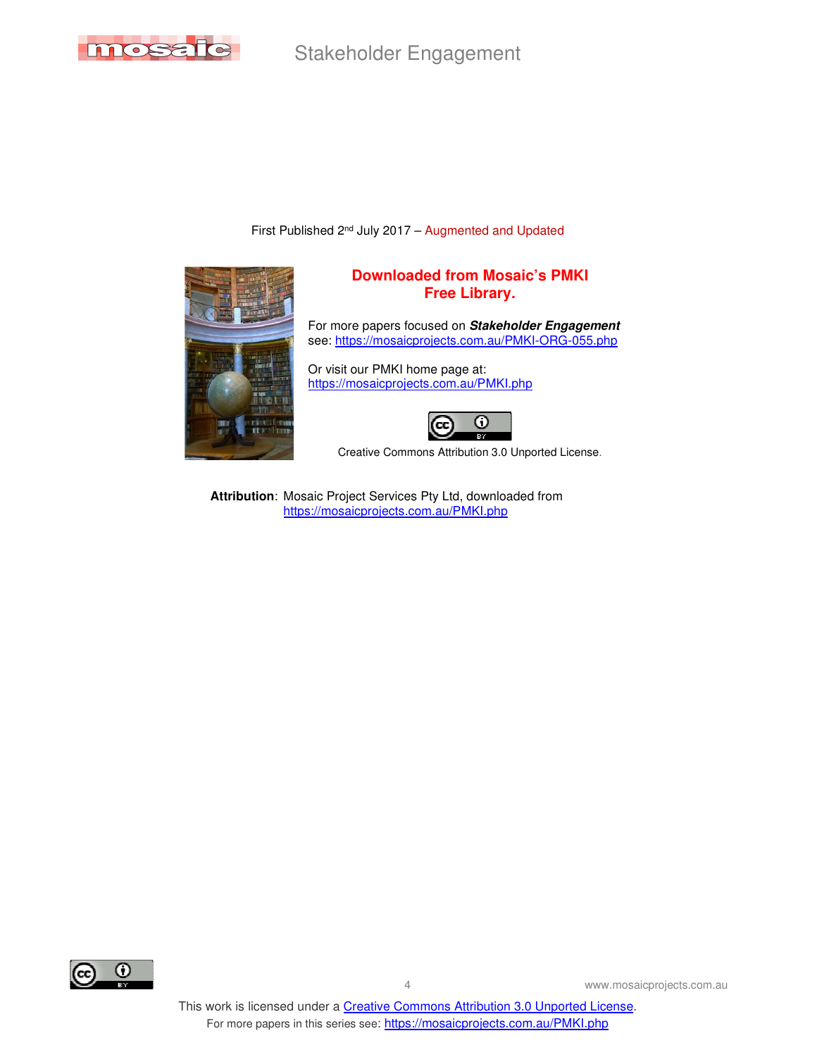First Published 2nd July 2017 – Augmented and Updated

**Downloaded from Mosaic's PMKI Free Library.**

For more papers focused on ***Stakeholder Engagement*** see: https://mosaicprojects.com.au/PMKI-ORG-055.php

Or visit our PMKI home page at: https://mosaicprojects.com.au/PMKI.php

Creative Commons Attribution 3.0 Unported License.

**Attribution**: Mosaic Project Services Pty Ltd, downloaded from https://mosaicprojects.com.au/PMKI.php